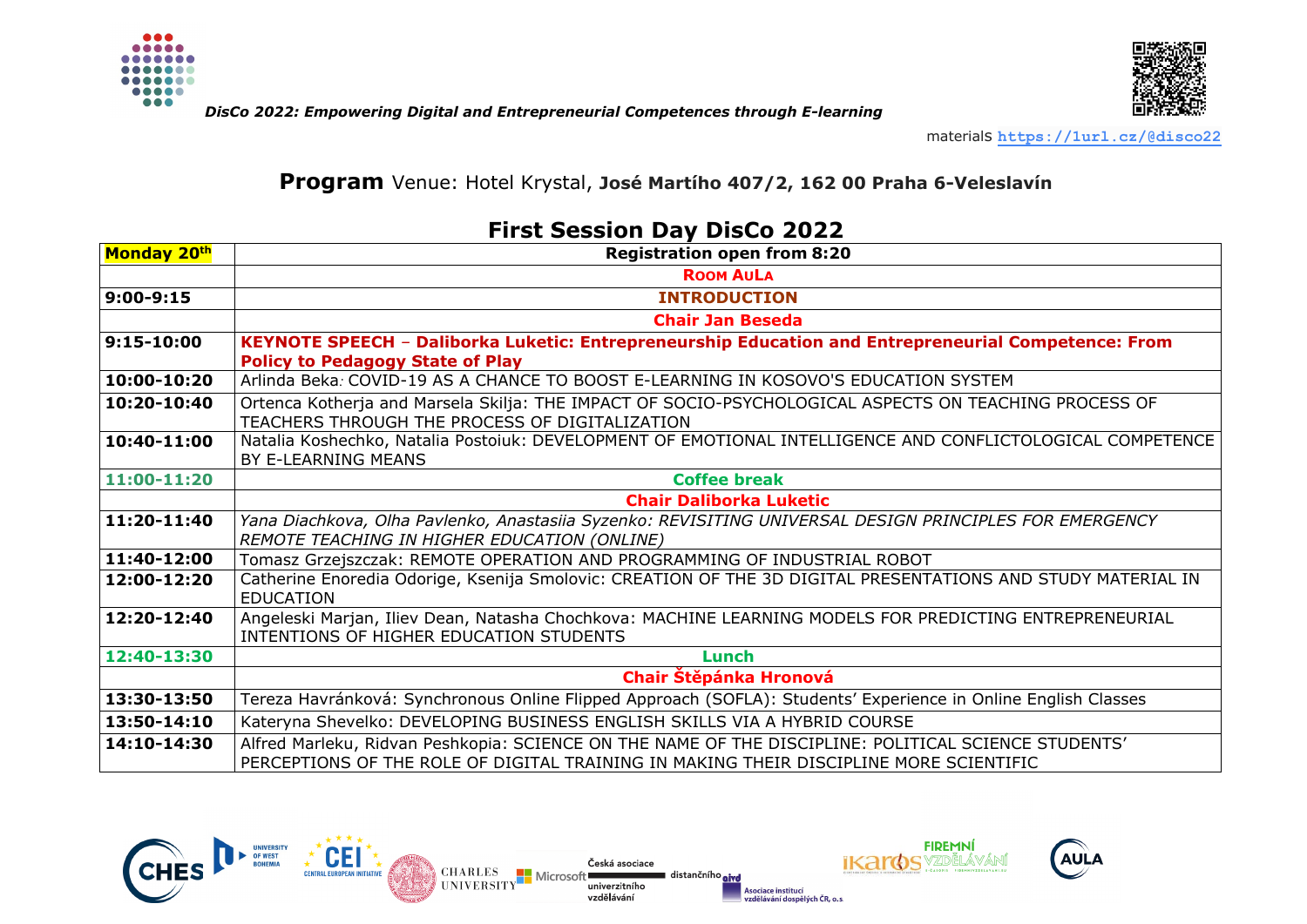*DisCo 2022: Empowering Digital and Entrepreneurial Competences through E-learning*

materials https://1url.cz/@disco22

## **Program** Venue: Hotel Krystal, **José Martího 407/2, 162 00 Praha 6-Veleslavín**

## First Session Day DisCo 2022

| **Monday 20th** | **Registration open from 8:20** |
|---|---|
| | **ROOM AULA** |
| **9:00-9:15** | **INTRODUCTION** |
| | **Chair Jan Beseda** |
| **9:15-10:00** | **KEYNOTE SPEECH – Daliborka Luketic: Entrepreneurship Education and Entrepreneurial Competence: From Policy to Pedagogy State of Play** |
| **10:00-10:20** | Arlinda Beka: COVID-19 AS A CHANCE TO BOOST E-LEARNING IN KOSOVO'S EDUCATION SYSTEM |
| **10:20-10:40** | Ortenca Kotherja and Marsela Skilja: THE IMPACT OF SOCIO-PSYCHOLOGICAL ASPECTS ON TEACHING PROCESS OF TEACHERS THROUGH THE PROCESS OF DIGITALIZATION |
| **10:40-11:00** | Natalia Koshechko, Natalia Postoiuk: DEVELOPMENT OF EMOTIONAL INTELLIGENCE AND CONFLICTOLOGICAL COMPETENCE BY E-LEARNING MEANS |
| **11:00-11:20** | **Coffee break** |
| | **Chair Daliborka Luketic** |
| **11:20-11:40** | *Yana Diachkova, Olha Pavlenko, Anastasiia Syzenko: REVISITING UNIVERSAL DESIGN PRINCIPLES FOR EMERGENCY REMOTE TEACHING IN HIGHER EDUCATION (ONLINE)* |
| **11:40-12:00** | Tomasz Grzejszczak: REMOTE OPERATION AND PROGRAMMING OF INDUSTRIAL ROBOT |
| **12:00-12:20** | Catherine Enoredia Odorige, Ksenija Smolovic: CREATION OF THE 3D DIGITAL PRESENTATIONS AND STUDY MATERIAL IN EDUCATION |
| **12:20-12:40** | Angeleski Marjan, Iliev Dean, Natasha Chochkova: MACHINE LEARNING MODELS FOR PREDICTING ENTREPRENEURIAL INTENTIONS OF HIGHER EDUCATION STUDENTS |
| **12:40-13:30** | **Lunch** |
| | **Chair Štěpánka Hronová** |
| **13:30-13:50** | Tereza Havránková: Synchronous Online Flipped Approach (SOFLA): Students' Experience in Online English Classes |
| **13:50-14:10** | Kateryna Shevelko: DEVELOPING BUSINESS ENGLISH SKILLS VIA A HYBRID COURSE |
| **14:10-14:30** | Alfred Marleku, Ridvan Peshkopia: SCIENCE ON THE NAME OF THE DISCIPLINE: POLITICAL SCIENCE STUDENTS' PERCEPTIONS OF THE ROLE OF DIGITAL TRAINING IN MAKING THEIR DISCIPLINE MORE SCIENTIFIC |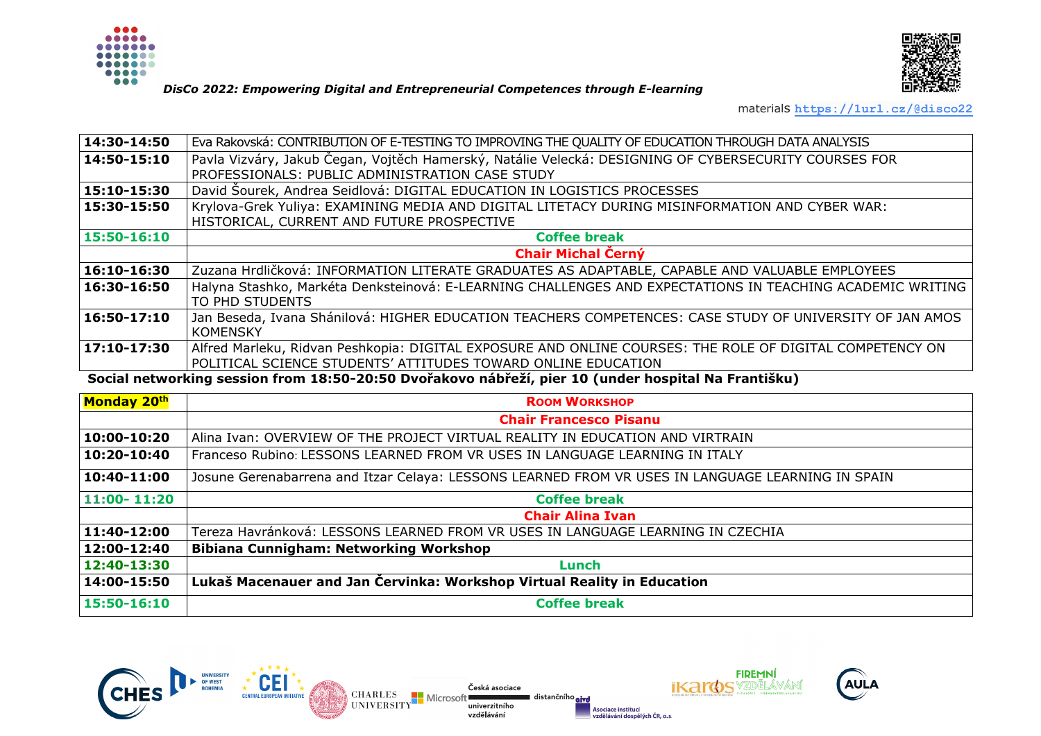*DisCo 2022: Empowering Digital and Entrepreneurial Competences through E-learning*

materials https://1url.cz/@disco22

| | |
|---|---|
| **14:30-14:50** | Eva Rakovská: CONTRIBUTION OF E-TESTING TO IMPROVING THE QUALITY OF EDUCATION THROUGH DATA ANALYSIS |
| **14:50-15:10** | Pavla Vizváry, Jakub Čegan, Vojtěch Hamerský, Natálie Velecká: DESIGNING OF CYBERSECURITY COURSES FOR PROFESSIONALS: PUBLIC ADMINISTRATION CASE STUDY |
| **15:10-15:30** | David Šourek, Andrea Seidlová: DIGITAL EDUCATION IN LOGISTICS PROCESSES |
| **15:30-15:50** | Krylova-Grek Yuliya: EXAMINING MEDIA AND DIGITAL LITETACY DURING MISINFORMATION AND CYBER WAR: HISTORICAL, CURRENT AND FUTURE PROSPECTIVE |
| **15:50-16:10** | **Coffee break** |
| | **Chair Michal Černý** |
| **16:10-16:30** | Zuzana Hrdličková: INFORMATION LITERATE GRADUATES AS ADAPTABLE, CAPABLE AND VALUABLE EMPLOYEES |
| **16:30-16:50** | Halyna Stashko, Markéta Denksteinová: E-LEARNING CHALLENGES AND EXPECTATIONS IN TEACHING ACADEMIC WRITING TO PHD STUDENTS |
| **16:50-17:10** | Jan Beseda, Ivana Shánilová: HIGHER EDUCATION TEACHERS COMPETENCES: CASE STUDY OF UNIVERSITY OF JAN AMOS KOMENSKY |
| **17:10-17:30** | Alfred Marleku, Ridvan Peshkopia: DIGITAL EXPOSURE AND ONLINE COURSES: THE ROLE OF DIGITAL COMPETENCY ON POLITICAL SCIENCE STUDENTS' ATTITUDES TOWARD ONLINE EDUCATION |

**Social networking session from 18:50-20:50 Dvořakovo nábřeží, pier 10 (under hospital Na Františku)**

| **Monday 20th** | **ROOM WORKSHOP** |
|---|---|
| | **Chair Francesco Pisanu** |
| **10:00-10:20** | Alina Ivan: OVERVIEW OF THE PROJECT VIRTUAL REALITY IN EDUCATION AND VIRTRAIN |
| **10:20-10:40** | Franceso Rubino: LESSONS LEARNED FROM VR USES IN LANGUAGE LEARNING IN ITALY |
| **10:40-11:00** | Josune Gerenabarrena and Itzar Celaya: LESSONS LEARNED FROM VR USES IN LANGUAGE LEARNING IN SPAIN |
| **11:00- 11:20** | **Coffee break** |
| | **Chair Alina Ivan** |
| **11:40-12:00** | Tereza Havránková: LESSONS LEARNED FROM VR USES IN LANGUAGE LEARNING IN CZECHIA |
| **12:00-12:40** | **Bibiana Cunnigham: Networking Workshop** |
| **12:40-13:30** | **Lunch** |
| **14:00-15:50** | **Lukaš Macenauer and Jan Červinka: Workshop Virtual Reality in Education** |
| **15:50-16:10** | **Coffee break** |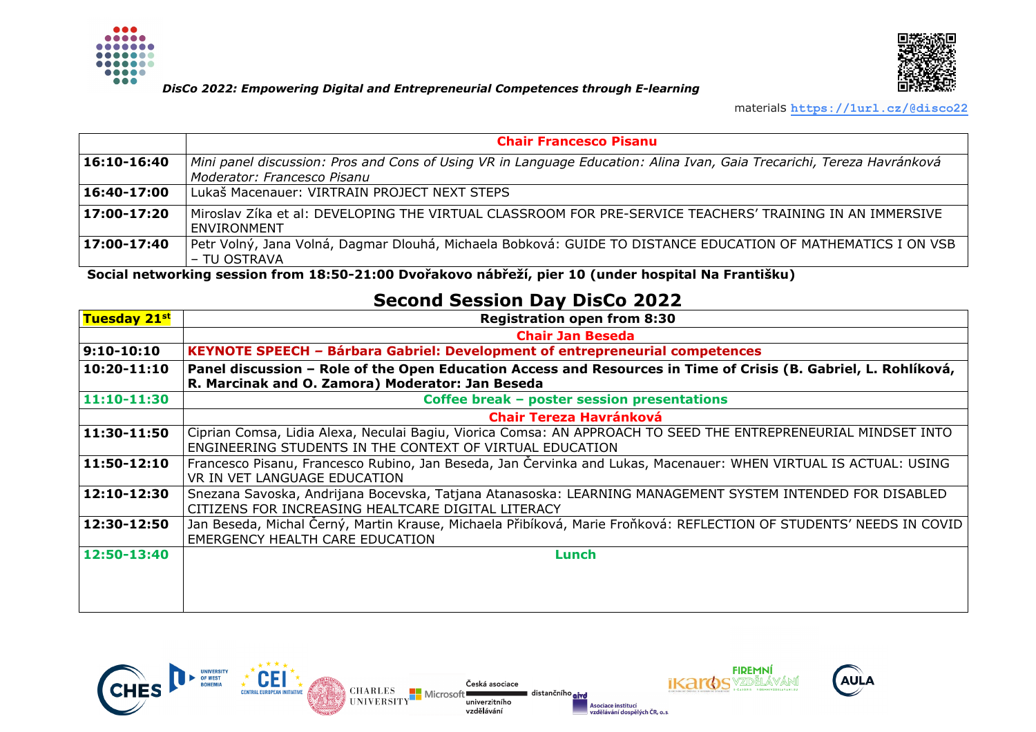*DisCo 2022: Empowering Digital and Entrepreneurial Competences through E-learning*

materials https://1url.cz/@disco22

| | **Chair Francesco Pisanu** |
|---|---|
| **16:10-16:40** | *Mini panel discussion: Pros and Cons of Using VR in Language Education: Alina Ivan, Gaia Trecarichi, Tereza Havránková Moderator: Francesco Pisanu* |
| **16:40-17:00** | Lukaš Macenauer: VIRTRAIN PROJECT NEXT STEPS |
| **17:00-17:20** | Miroslav Zíka et al: DEVELOPING THE VIRTUAL CLASSROOM FOR PRE-SERVICE TEACHERS' TRAINING IN AN IMMERSIVE ENVIRONMENT |
| **17:00-17:40** | Petr Volný, Jana Volná, Dagmar Dlouhá, Michaela Bobková: GUIDE TO DISTANCE EDUCATION OF MATHEMATICS I ON VSB – TU OSTRAVA |

**Social networking session from 18:50-21:00 Dvořakovo nábřeží, pier 10 (under hospital Na Františku)**

## Second Session Day DisCo 2022

| **Tuesday 21st** | **Registration open from 8:30** |
|---|---|
| | **Chair Jan Beseda** |
| **9:10-10:10** | **KEYNOTE SPEECH – Bárbara Gabriel: Development of entrepreneurial competences** |
| **10:20-11:10** | **Panel discussion – Role of the Open Education Access and Resources in Time of Crisis (B. Gabriel, L. Rohlíková, R. Marcinak and O. Zamora) Moderator: Jan Beseda** |
| **11:10-11:30** | **Coffee break – poster session presentations** |
| | **Chair Tereza Havránková** |
| **11:30-11:50** | Ciprian Comsa, Lidia Alexa, Neculai Bagiu, Viorica Comsa: AN APPROACH TO SEED THE ENTREPRENEURIAL MINDSET INTO ENGINEERING STUDENTS IN THE CONTEXT OF VIRTUAL EDUCATION |
| **11:50-12:10** | Francesco Pisanu, Francesco Rubino, Jan Beseda, Jan Červinka and Lukas, Macenauer: WHEN VIRTUAL IS ACTUAL: USING VR IN VET LANGUAGE EDUCATION |
| **12:10-12:30** | Snezana Savoska, Andrijana Bocevska, Tatjana Atanasoska: LEARNING MANAGEMENT SYSTEM INTENDED FOR DISABLED CITIZENS FOR INCREASING HEALTCARE DIGITAL LITERACY |
| **12:30-12:50** | Jan Beseda, Michal Černý, Martin Krause, Michaela Přibíková, Marie Froňková: REFLECTION OF STUDENTS' NEEDS IN COVID EMERGENCY HEALTH CARE EDUCATION |
| **12:50-13:40** | **Lunch** |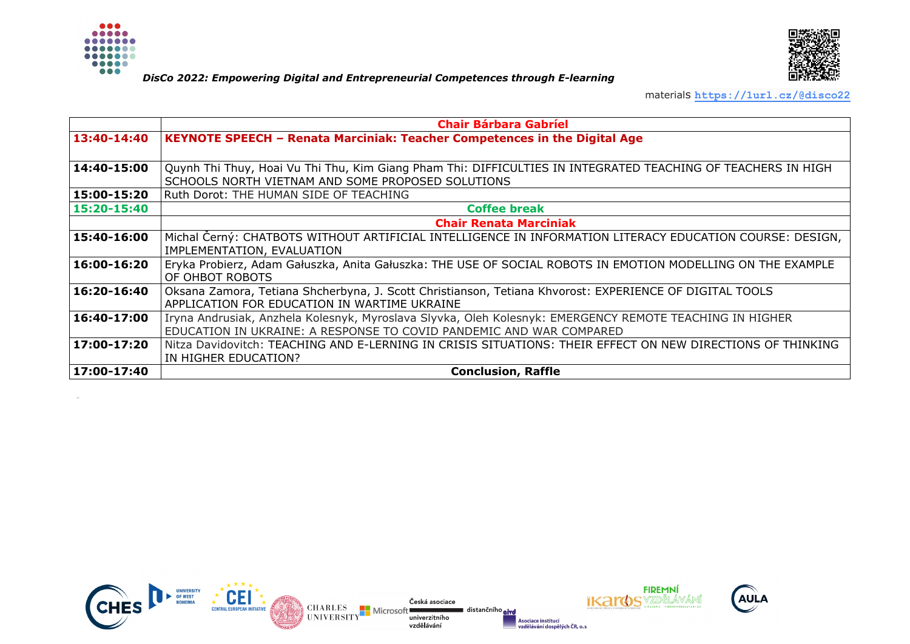*DisCo 2022: Empowering Digital and Entrepreneurial Competences through E-learning*

materials **https://1url.cz/@disco22**

| | |
|---|---|
| | **Chair Bárbara Gabríel** |
| **13:40-14:40** | **KEYNOTE SPEECH – Renata Marciniak: Teacher Competences in the Digital Age** |
| **14:40-15:00** | Quynh Thi Thuy, Hoai Vu Thi Thu, Kim Giang Pham Thi: DIFFICULTIES IN INTEGRATED TEACHING OF TEACHERS IN HIGH SCHOOLS NORTH VIETNAM AND SOME PROPOSED SOLUTIONS |
| **15:00-15:20** | Ruth Dorot: THE HUMAN SIDE OF TEACHING |
| **15:20-15:40** | **Coffee break** |
| | **Chair Renata Marciniak** |
| **15:40-16:00** | Michal Černý: CHATBOTS WITHOUT ARTIFICIAL INTELLIGENCE IN INFORMATION LITERACY EDUCATION COURSE: DESIGN, IMPLEMENTATION, EVALUATION |
| **16:00-16:20** | Eryka Probierz, Adam Gałuszka, Anita Gałuszka: THE USE OF SOCIAL ROBOTS IN EMOTION MODELLING ON THE EXAMPLE OF OHBOT ROBOTS |
| **16:20-16:40** | Oksana Zamora, Tetiana Shcherbyna, J. Scott Christianson, Tetiana Khvorost: EXPERIENCE OF DIGITAL TOOLS APPLICATION FOR EDUCATION IN WARTIME UKRAINE |
| **16:40-17:00** | Iryna Andrusiak, Anzhela Kolesnyk, Myroslava Slyvka, Oleh Kolesnyk: EMERGENCY REMOTE TEACHING IN HIGHER EDUCATION IN UKRAINE: A RESPONSE TO COVID PANDEMIC AND WAR COMPARED |
| **17:00-17:20** | Nitza Davidovitch: TEACHING AND E-LERNING IN CRISIS SITUATIONS: THEIR EFFECT ON NEW DIRECTIONS OF THINKING IN HIGHER EDUCATION? |
| **17:00-17:40** | **Conclusion, Raffle** |

CHES · UNIVERSITY OF WEST BOHEMIA · CEI CENTRAL EUROPEAN INITIATIVE · CHARLES UNIVERSITY · Microsoft · Česká asociace distančního univerzitního vzdělávání · aivd Asociace institucí vzdělávání dospělých ČR, o.s. · iKaros · FIREMNÍ VZDĚLÁVÁNÍ · AULA